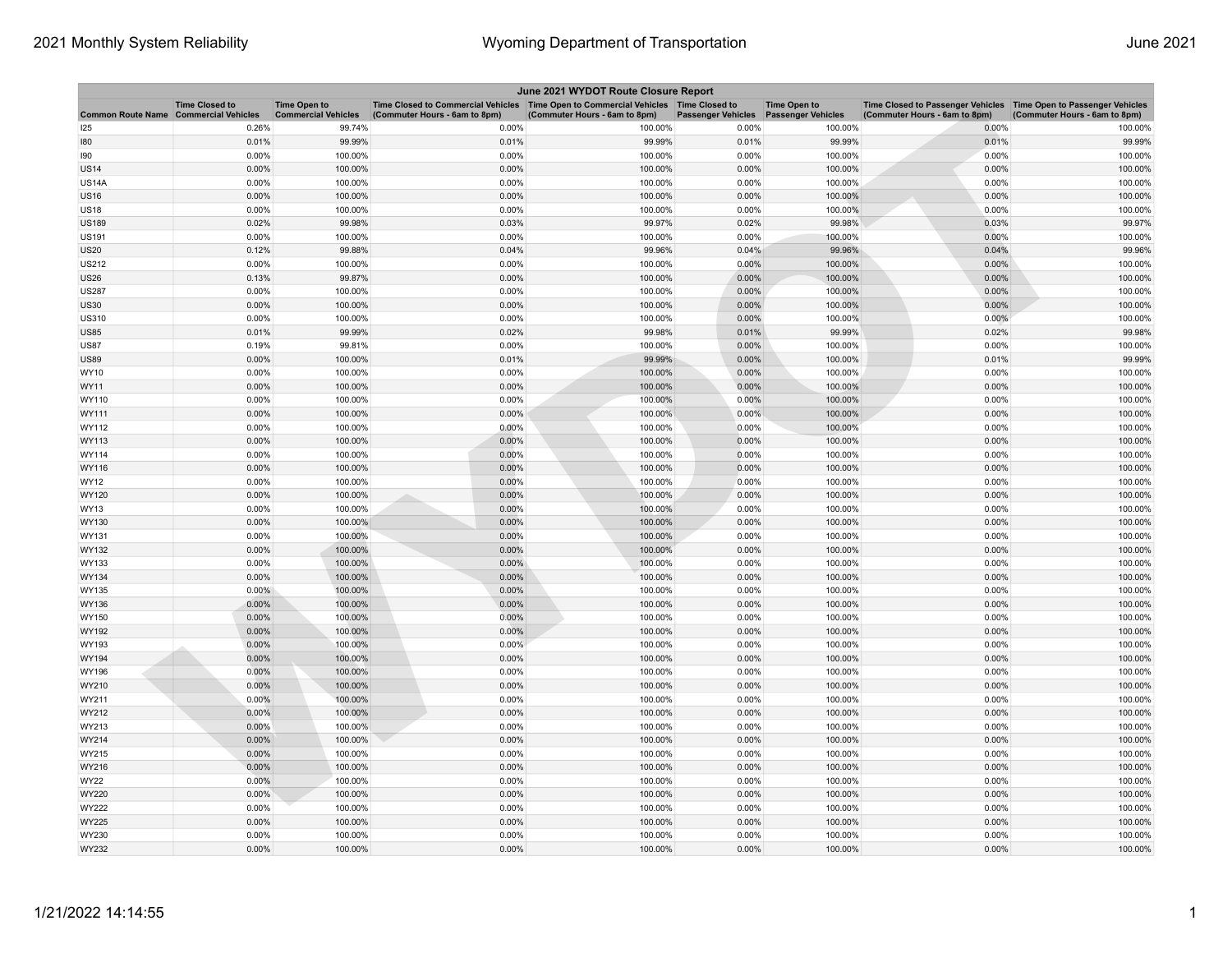## June 2021 WYDOT Route Closure Report

| Common Route Name | Time Closed to Commercial Vehicles | Time Open to Commercial Vehicles | Time Closed to Commercial Vehicles (Commuter Hours - 6am to 8pm) | Time Open to Commercial Vehicles (Commuter Hours - 6am to 8pm) | Time Closed to Passenger Vehicles | Time Open to Passenger Vehicles | Time Closed to Passenger Vehicles (Commuter Hours - 6am to 8pm) | Time Open to Passenger Vehicles (Commuter Hours - 6am to 8pm) |
|---|---|---|---|---|---|---|---|---|
| I25 | 0.26% | 99.74% | 0.00% | 100.00% | 0.00% | 100.00% | 0.00% | 100.00% |
| I80 | 0.01% | 99.99% | 0.01% | 99.99% | 0.01% | 99.99% | 0.01% | 99.99% |
| I90 | 0.00% | 100.00% | 0.00% | 100.00% | 0.00% | 100.00% | 0.00% | 100.00% |
| US14 | 0.00% | 100.00% | 0.00% | 100.00% | 0.00% | 100.00% | 0.00% | 100.00% |
| US14A | 0.00% | 100.00% | 0.00% | 100.00% | 0.00% | 100.00% | 0.00% | 100.00% |
| US16 | 0.00% | 100.00% | 0.00% | 100.00% | 0.00% | 100.00% | 0.00% | 100.00% |
| US18 | 0.00% | 100.00% | 0.00% | 100.00% | 0.00% | 100.00% | 0.00% | 100.00% |
| US189 | 0.02% | 99.98% | 0.03% | 99.97% | 0.02% | 99.98% | 0.03% | 99.97% |
| US191 | 0.00% | 100.00% | 0.00% | 100.00% | 0.00% | 100.00% | 0.00% | 100.00% |
| US20 | 0.12% | 99.88% | 0.04% | 99.96% | 0.04% | 99.96% | 0.04% | 99.96% |
| US212 | 0.00% | 100.00% | 0.00% | 100.00% | 0.00% | 100.00% | 0.00% | 100.00% |
| US26 | 0.13% | 99.87% | 0.00% | 100.00% | 0.00% | 100.00% | 0.00% | 100.00% |
| US287 | 0.00% | 100.00% | 0.00% | 100.00% | 0.00% | 100.00% | 0.00% | 100.00% |
| US30 | 0.00% | 100.00% | 0.00% | 100.00% | 0.00% | 100.00% | 0.00% | 100.00% |
| US310 | 0.00% | 100.00% | 0.00% | 100.00% | 0.00% | 100.00% | 0.00% | 100.00% |
| US85 | 0.01% | 99.99% | 0.02% | 99.98% | 0.01% | 99.99% | 0.02% | 99.98% |
| US87 | 0.19% | 99.81% | 0.00% | 100.00% | 0.00% | 100.00% | 0.00% | 100.00% |
| US89 | 0.00% | 100.00% | 0.01% | 99.99% | 0.00% | 100.00% | 0.01% | 99.99% |
| WY10 | 0.00% | 100.00% | 0.00% | 100.00% | 0.00% | 100.00% | 0.00% | 100.00% |
| WY11 | 0.00% | 100.00% | 0.00% | 100.00% | 0.00% | 100.00% | 0.00% | 100.00% |
| WY110 | 0.00% | 100.00% | 0.00% | 100.00% | 0.00% | 100.00% | 0.00% | 100.00% |
| WY111 | 0.00% | 100.00% | 0.00% | 100.00% | 0.00% | 100.00% | 0.00% | 100.00% |
| WY112 | 0.00% | 100.00% | 0.00% | 100.00% | 0.00% | 100.00% | 0.00% | 100.00% |
| WY113 | 0.00% | 100.00% | 0.00% | 100.00% | 0.00% | 100.00% | 0.00% | 100.00% |
| WY114 | 0.00% | 100.00% | 0.00% | 100.00% | 0.00% | 100.00% | 0.00% | 100.00% |
| WY116 | 0.00% | 100.00% | 0.00% | 100.00% | 0.00% | 100.00% | 0.00% | 100.00% |
| WY12 | 0.00% | 100.00% | 0.00% | 100.00% | 0.00% | 100.00% | 0.00% | 100.00% |
| WY120 | 0.00% | 100.00% | 0.00% | 100.00% | 0.00% | 100.00% | 0.00% | 100.00% |
| WY13 | 0.00% | 100.00% | 0.00% | 100.00% | 0.00% | 100.00% | 0.00% | 100.00% |
| WY130 | 0.00% | 100.00% | 0.00% | 100.00% | 0.00% | 100.00% | 0.00% | 100.00% |
| WY131 | 0.00% | 100.00% | 0.00% | 100.00% | 0.00% | 100.00% | 0.00% | 100.00% |
| WY132 | 0.00% | 100.00% | 0.00% | 100.00% | 0.00% | 100.00% | 0.00% | 100.00% |
| WY133 | 0.00% | 100.00% | 0.00% | 100.00% | 0.00% | 100.00% | 0.00% | 100.00% |
| WY134 | 0.00% | 100.00% | 0.00% | 100.00% | 0.00% | 100.00% | 0.00% | 100.00% |
| WY135 | 0.00% | 100.00% | 0.00% | 100.00% | 0.00% | 100.00% | 0.00% | 100.00% |
| WY136 | 0.00% | 100.00% | 0.00% | 100.00% | 0.00% | 100.00% | 0.00% | 100.00% |
| WY150 | 0.00% | 100.00% | 0.00% | 100.00% | 0.00% | 100.00% | 0.00% | 100.00% |
| WY192 | 0.00% | 100.00% | 0.00% | 100.00% | 0.00% | 100.00% | 0.00% | 100.00% |
| WY193 | 0.00% | 100.00% | 0.00% | 100.00% | 0.00% | 100.00% | 0.00% | 100.00% |
| WY194 | 0.00% | 100.00% | 0.00% | 100.00% | 0.00% | 100.00% | 0.00% | 100.00% |
| WY196 | 0.00% | 100.00% | 0.00% | 100.00% | 0.00% | 100.00% | 0.00% | 100.00% |
| WY210 | 0.00% | 100.00% | 0.00% | 100.00% | 0.00% | 100.00% | 0.00% | 100.00% |
| WY211 | 0.00% | 100.00% | 0.00% | 100.00% | 0.00% | 100.00% | 0.00% | 100.00% |
| WY212 | 0.00% | 100.00% | 0.00% | 100.00% | 0.00% | 100.00% | 0.00% | 100.00% |
| WY213 | 0.00% | 100.00% | 0.00% | 100.00% | 0.00% | 100.00% | 0.00% | 100.00% |
| WY214 | 0.00% | 100.00% | 0.00% | 100.00% | 0.00% | 100.00% | 0.00% | 100.00% |
| WY215 | 0.00% | 100.00% | 0.00% | 100.00% | 0.00% | 100.00% | 0.00% | 100.00% |
| WY216 | 0.00% | 100.00% | 0.00% | 100.00% | 0.00% | 100.00% | 0.00% | 100.00% |
| WY22 | 0.00% | 100.00% | 0.00% | 100.00% | 0.00% | 100.00% | 0.00% | 100.00% |
| WY220 | 0.00% | 100.00% | 0.00% | 100.00% | 0.00% | 100.00% | 0.00% | 100.00% |
| WY222 | 0.00% | 100.00% | 0.00% | 100.00% | 0.00% | 100.00% | 0.00% | 100.00% |
| WY225 | 0.00% | 100.00% | 0.00% | 100.00% | 0.00% | 100.00% | 0.00% | 100.00% |
| WY230 | 0.00% | 100.00% | 0.00% | 100.00% | 0.00% | 100.00% | 0.00% | 100.00% |
| WY232 | 0.00% | 100.00% | 0.00% | 100.00% | 0.00% | 100.00% | 0.00% | 100.00% |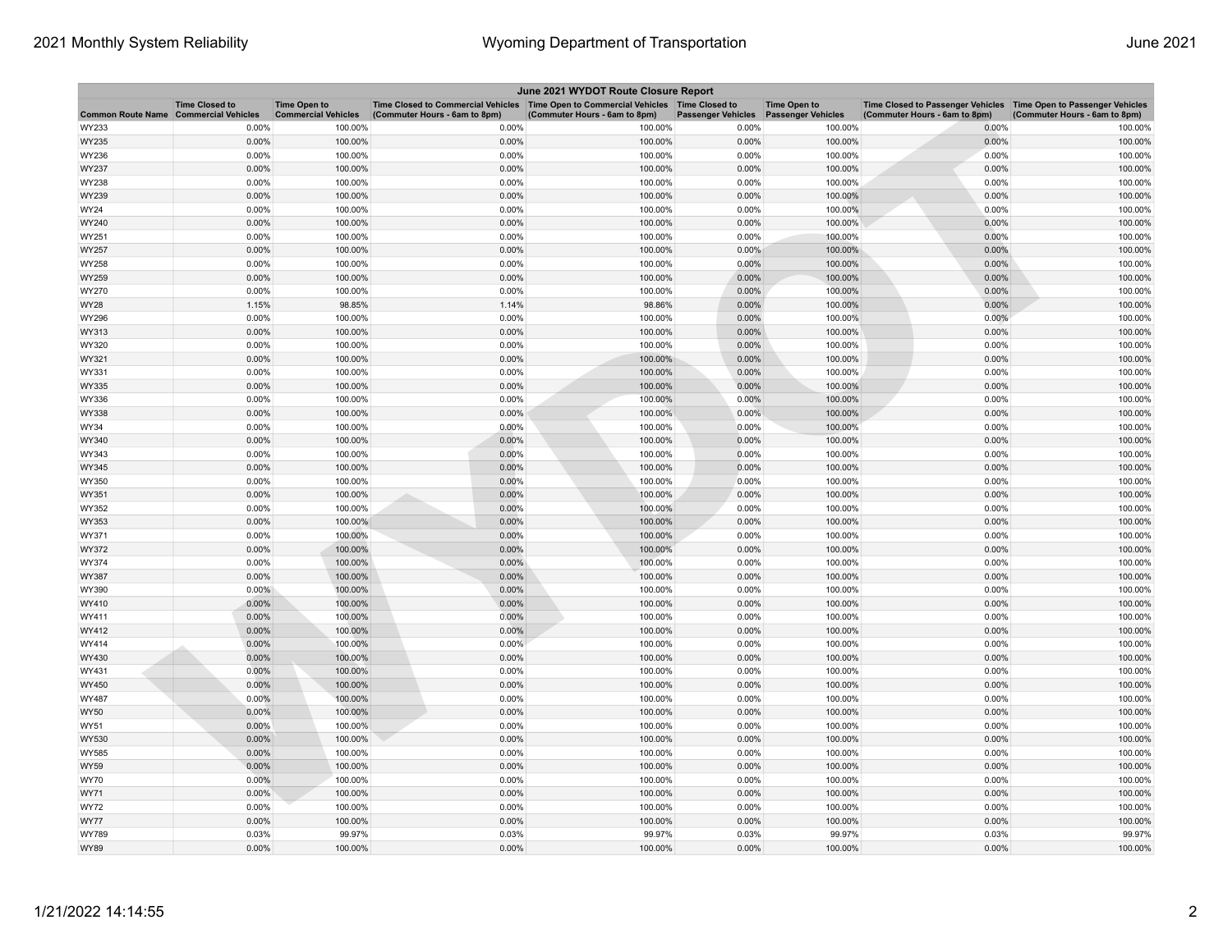| June 2021 WYDOT Route Closure Report | | | | | | | | |
|---|---|---|---|---|---|---|---|---|
| Common Route Name | Time Closed to Commercial Vehicles | Time Open to Commercial Vehicles | Time Closed to Commercial Vehicles (Commuter Hours - 6am to 8pm) | Time Open to Commercial Vehicles (Commuter Hours - 6am to 8pm) | Time Closed to Passenger Vehicles | Time Open to Passenger Vehicles | Time Closed to Passenger Vehicles (Commuter Hours - 6am to 8pm) | Time Open to Passenger Vehicles (Commuter Hours - 6am to 8pm) |
| WY233 | 0.00% | 100.00% | 0.00% | 100.00% | 0.00% | 100.00% | 0.00% | 100.00% |
| WY235 | 0.00% | 100.00% | 0.00% | 100.00% | 0.00% | 100.00% | 0.00% | 100.00% |
| WY236 | 0.00% | 100.00% | 0.00% | 100.00% | 0.00% | 100.00% | 0.00% | 100.00% |
| WY237 | 0.00% | 100.00% | 0.00% | 100.00% | 0.00% | 100.00% | 0.00% | 100.00% |
| WY238 | 0.00% | 100.00% | 0.00% | 100.00% | 0.00% | 100.00% | 0.00% | 100.00% |
| WY239 | 0.00% | 100.00% | 0.00% | 100.00% | 0.00% | 100.00% | 0.00% | 100.00% |
| WY24 | 0.00% | 100.00% | 0.00% | 100.00% | 0.00% | 100.00% | 0.00% | 100.00% |
| WY240 | 0.00% | 100.00% | 0.00% | 100.00% | 0.00% | 100.00% | 0.00% | 100.00% |
| WY251 | 0.00% | 100.00% | 0.00% | 100.00% | 0.00% | 100.00% | 0.00% | 100.00% |
| WY257 | 0.00% | 100.00% | 0.00% | 100.00% | 0.00% | 100.00% | 0.00% | 100.00% |
| WY258 | 0.00% | 100.00% | 0.00% | 100.00% | 0.00% | 100.00% | 0.00% | 100.00% |
| WY259 | 0.00% | 100.00% | 0.00% | 100.00% | 0.00% | 100.00% | 0.00% | 100.00% |
| WY270 | 0.00% | 100.00% | 0.00% | 100.00% | 0.00% | 100.00% | 0.00% | 100.00% |
| WY28 | 1.15% | 98.85% | 1.14% | 98.86% | 0.00% | 100.00% | 0.00% | 100.00% |
| WY296 | 0.00% | 100.00% | 0.00% | 100.00% | 0.00% | 100.00% | 0.00% | 100.00% |
| WY313 | 0.00% | 100.00% | 0.00% | 100.00% | 0.00% | 100.00% | 0.00% | 100.00% |
| WY320 | 0.00% | 100.00% | 0.00% | 100.00% | 0.00% | 100.00% | 0.00% | 100.00% |
| WY321 | 0.00% | 100.00% | 0.00% | 100.00% | 0.00% | 100.00% | 0.00% | 100.00% |
| WY331 | 0.00% | 100.00% | 0.00% | 100.00% | 0.00% | 100.00% | 0.00% | 100.00% |
| WY335 | 0.00% | 100.00% | 0.00% | 100.00% | 0.00% | 100.00% | 0.00% | 100.00% |
| WY336 | 0.00% | 100.00% | 0.00% | 100.00% | 0.00% | 100.00% | 0.00% | 100.00% |
| WY338 | 0.00% | 100.00% | 0.00% | 100.00% | 0.00% | 100.00% | 0.00% | 100.00% |
| WY34 | 0.00% | 100.00% | 0.00% | 100.00% | 0.00% | 100.00% | 0.00% | 100.00% |
| WY340 | 0.00% | 100.00% | 0.00% | 100.00% | 0.00% | 100.00% | 0.00% | 100.00% |
| WY343 | 0.00% | 100.00% | 0.00% | 100.00% | 0.00% | 100.00% | 0.00% | 100.00% |
| WY345 | 0.00% | 100.00% | 0.00% | 100.00% | 0.00% | 100.00% | 0.00% | 100.00% |
| WY350 | 0.00% | 100.00% | 0.00% | 100.00% | 0.00% | 100.00% | 0.00% | 100.00% |
| WY351 | 0.00% | 100.00% | 0.00% | 100.00% | 0.00% | 100.00% | 0.00% | 100.00% |
| WY352 | 0.00% | 100.00% | 0.00% | 100.00% | 0.00% | 100.00% | 0.00% | 100.00% |
| WY353 | 0.00% | 100.00% | 0.00% | 100.00% | 0.00% | 100.00% | 0.00% | 100.00% |
| WY371 | 0.00% | 100.00% | 0.00% | 100.00% | 0.00% | 100.00% | 0.00% | 100.00% |
| WY372 | 0.00% | 100.00% | 0.00% | 100.00% | 0.00% | 100.00% | 0.00% | 100.00% |
| WY374 | 0.00% | 100.00% | 0.00% | 100.00% | 0.00% | 100.00% | 0.00% | 100.00% |
| WY387 | 0.00% | 100.00% | 0.00% | 100.00% | 0.00% | 100.00% | 0.00% | 100.00% |
| WY390 | 0.00% | 100.00% | 0.00% | 100.00% | 0.00% | 100.00% | 0.00% | 100.00% |
| WY410 | 0.00% | 100.00% | 0.00% | 100.00% | 0.00% | 100.00% | 0.00% | 100.00% |
| WY411 | 0.00% | 100.00% | 0.00% | 100.00% | 0.00% | 100.00% | 0.00% | 100.00% |
| WY412 | 0.00% | 100.00% | 0.00% | 100.00% | 0.00% | 100.00% | 0.00% | 100.00% |
| WY414 | 0.00% | 100.00% | 0.00% | 100.00% | 0.00% | 100.00% | 0.00% | 100.00% |
| WY430 | 0.00% | 100.00% | 0.00% | 100.00% | 0.00% | 100.00% | 0.00% | 100.00% |
| WY431 | 0.00% | 100.00% | 0.00% | 100.00% | 0.00% | 100.00% | 0.00% | 100.00% |
| WY450 | 0.00% | 100.00% | 0.00% | 100.00% | 0.00% | 100.00% | 0.00% | 100.00% |
| WY487 | 0.00% | 100.00% | 0.00% | 100.00% | 0.00% | 100.00% | 0.00% | 100.00% |
| WY50 | 0.00% | 100.00% | 0.00% | 100.00% | 0.00% | 100.00% | 0.00% | 100.00% |
| WY51 | 0.00% | 100.00% | 0.00% | 100.00% | 0.00% | 100.00% | 0.00% | 100.00% |
| WY530 | 0.00% | 100.00% | 0.00% | 100.00% | 0.00% | 100.00% | 0.00% | 100.00% |
| WY585 | 0.00% | 100.00% | 0.00% | 100.00% | 0.00% | 100.00% | 0.00% | 100.00% |
| WY59 | 0.00% | 100.00% | 0.00% | 100.00% | 0.00% | 100.00% | 0.00% | 100.00% |
| WY70 | 0.00% | 100.00% | 0.00% | 100.00% | 0.00% | 100.00% | 0.00% | 100.00% |
| WY71 | 0.00% | 100.00% | 0.00% | 100.00% | 0.00% | 100.00% | 0.00% | 100.00% |
| WY72 | 0.00% | 100.00% | 0.00% | 100.00% | 0.00% | 100.00% | 0.00% | 100.00% |
| WY77 | 0.00% | 100.00% | 0.00% | 100.00% | 0.00% | 100.00% | 0.00% | 100.00% |
| WY789 | 0.03% | 99.97% | 0.03% | 99.97% | 0.03% | 99.97% | 0.03% | 99.97% |
| WY89 | 0.00% | 100.00% | 0.00% | 100.00% | 0.00% | 100.00% | 0.00% | 100.00% |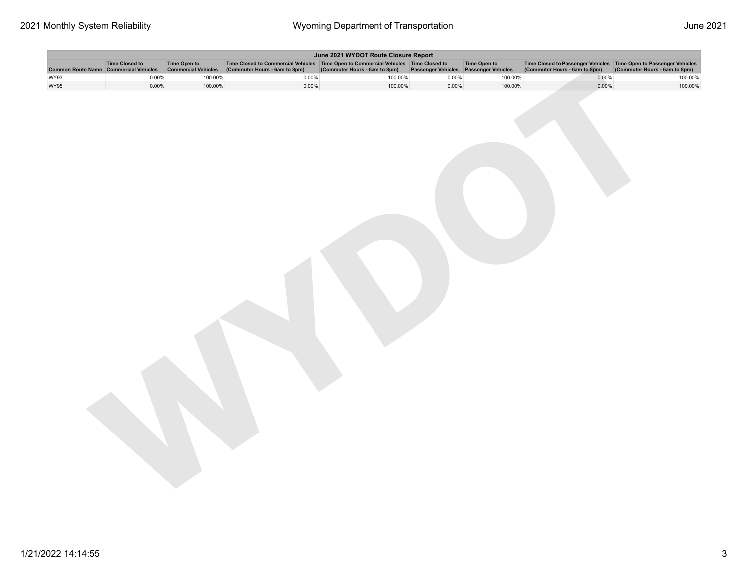| June 2021 WYDOT Route Closure Report | | | | | | | | |
|---|---|---|---|---|---|---|---|---|
| Common Route Name | Time Closed to Commercial Vehicles | Time Open to Commercial Vehicles | Time Closed to Commercial Vehicles (Commuter Hours - 6am to 8pm) | Time Open to Commercial Vehicles (Commuter Hours - 6am to 8pm) | Time Closed to Passenger Vehicles | Time Open to Passenger Vehicles | Time Closed to Passenger Vehicles (Commuter Hours - 6am to 8pm) | Time Open to Passenger Vehicles (Commuter Hours - 6am to 8pm) |
| WY93 | 0.00% | 100.00% | 0.00% | 100.00% | 0.00% | 100.00% | 0.00% | 100.00% |
| WY95 | 0.00% | 100.00% | 0.00% | 100.00% | 0.00% | 100.00% | 0.00% | 100.00% |